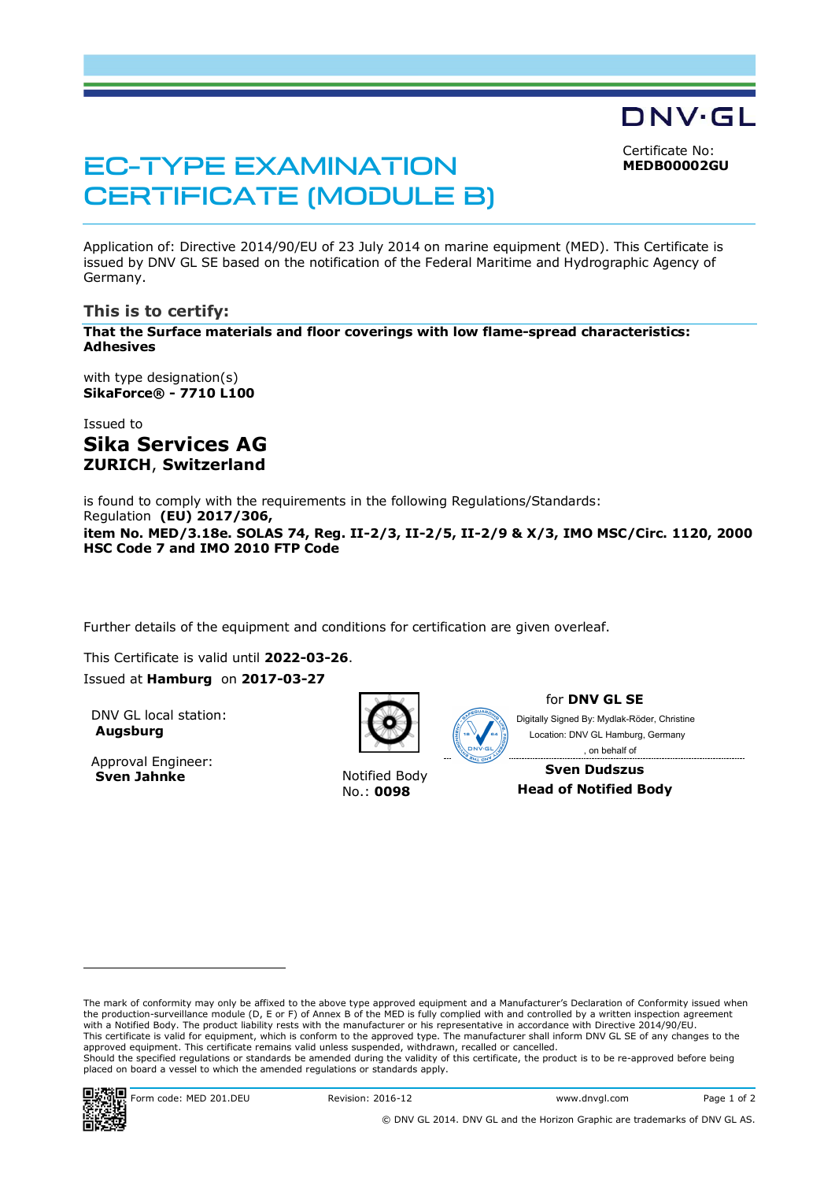DNV·GL

# EC-TYPE EXAMINATION CERTIFICATE (MODULE B)

Certificate No:
**MEDB00002GU**

Application of: Directive 2014/90/EU of 23 July 2014 on marine equipment (MED). This Certificate is issued by DNV GL SE based on the notification of the Federal Maritime and Hydrographic Agency of Germany.

## This is to certify:

**That the Surface materials and floor coverings with low flame-spread characteristics: Adhesives**

with type designation(s)
**SikaForce® - 7710 L100**

Issued to

## Sika Services AG
**ZURICH, Switzerland**

is found to comply with the requirements in the following Regulations/Standards:
Regulation **(EU) 2017/306,**
**item No. MED/3.18e. SOLAS 74, Reg. II-2/3, II-2/5, II-2/9 & X/3, IMO MSC/Circ. 1120, 2000 HSC Code 7 and IMO 2010 FTP Code**

Further details of the equipment and conditions for certification are given overleaf.

This Certificate is valid until **2022-03-26**.
Issued at **Hamburg** on **2017-03-27**

DNV GL local station:
**Augsburg**

Approval Engineer:
**Sven Jahnke**

Notified Body
No.: **0098**

for **DNV GL SE**
Digitally Signed By: Mydlak-Röder, Christine
Location: DNV GL Hamburg, Germany
, on behalf of

**Sven Dudszus**
**Head of Notified Body**

The mark of conformity may only be affixed to the above type approved equipment and a Manufacturer's Declaration of Conformity issued when the production-surveillance module (D, E or F) of Annex B of the MED is fully complied with and controlled by a written inspection agreement with a Notified Body. The product liability rests with the manufacturer or his representative in accordance with Directive 2014/90/EU.
This certificate is valid for equipment, which is conform to the approved type. The manufacturer shall inform DNV GL SE of any changes to the approved equipment. This certificate remains valid unless suspended, withdrawn, recalled or cancelled.
Should the specified regulations or standards be amended during the validity of this certificate, the product is to be re-approved before being placed on board a vessel to which the amended regulations or standards apply.

Form code: MED 201.DEU Revision: 2016-12 www.dnvgl.com

© DNV GL 2014. DNV GL and the Horizon Graphic are trademarks of DNV GL AS.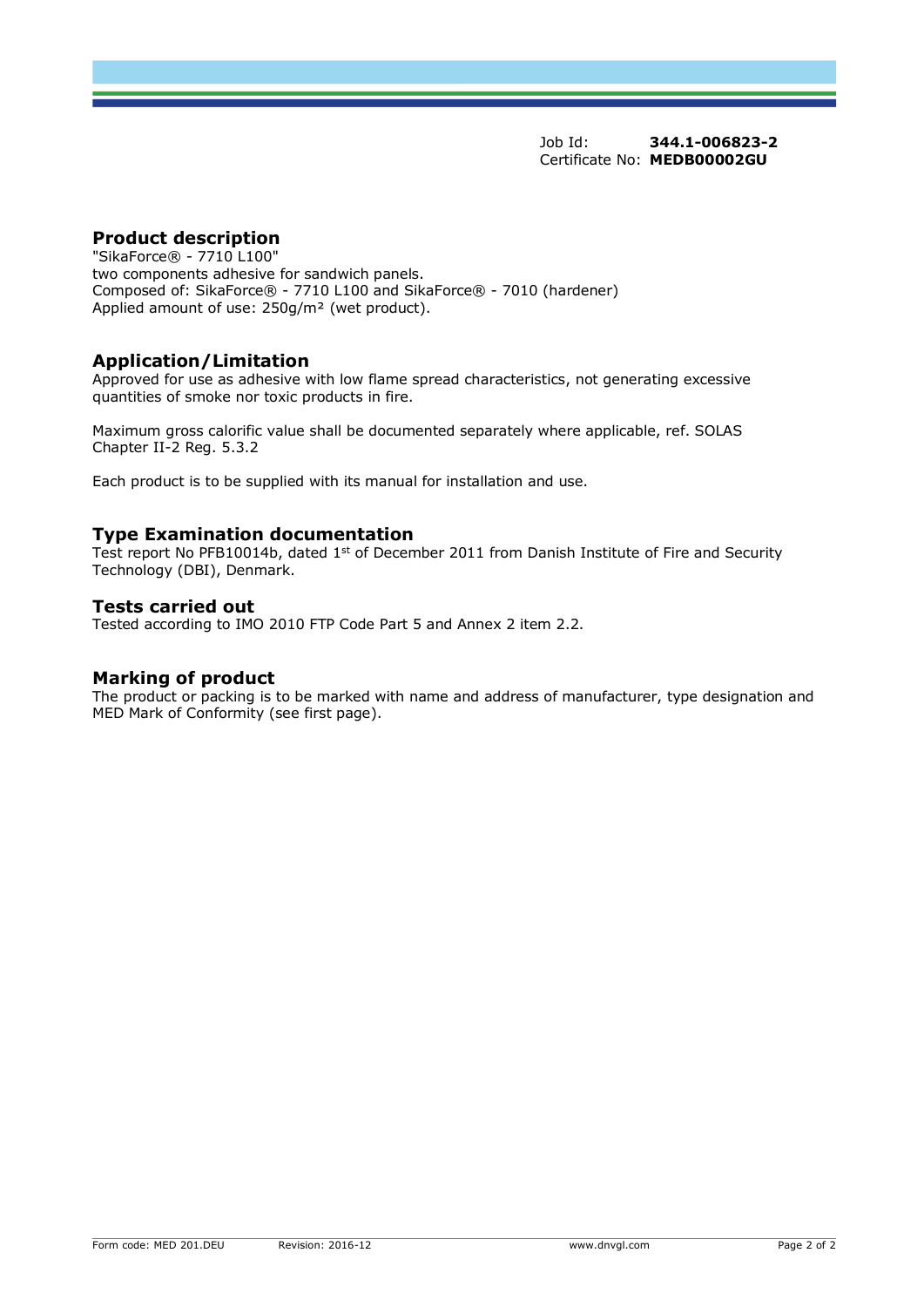Job Id: **344.1-006823-2**
Certificate No: **MEDB00002GU**

## Product description

"SikaForce® - 7710 L100"
two components adhesive for sandwich panels.
Composed of: SikaForce® - 7710 L100 and SikaForce® - 7010 (hardener)
Applied amount of use: 250g/m² (wet product).

## Application/Limitation

Approved for use as adhesive with low flame spread characteristics, not generating excessive quantities of smoke nor toxic products in fire.

Maximum gross calorific value shall be documented separately where applicable, ref. SOLAS Chapter II-2 Reg. 5.3.2

Each product is to be supplied with its manual for installation and use.

## Type Examination documentation

Test report No PFB10014b, dated 1st of December 2011 from Danish Institute of Fire and Security Technology (DBI), Denmark.

## Tests carried out

Tested according to IMO 2010 FTP Code Part 5 and Annex 2 item 2.2.

## Marking of product

The product or packing is to be marked with name and address of manufacturer, type designation and MED Mark of Conformity (see first page).